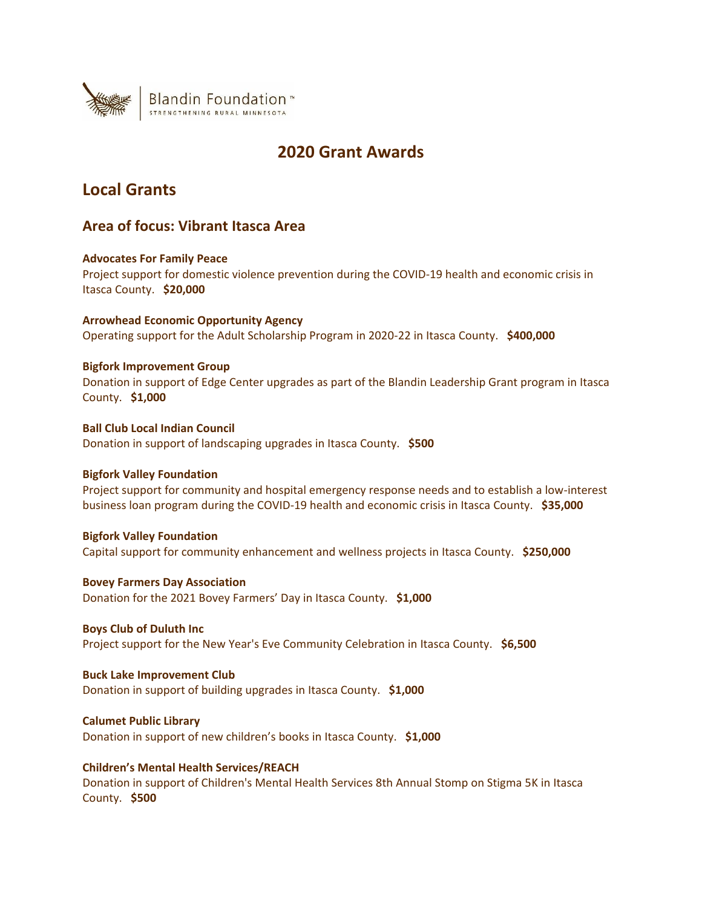Blandin Foundation™
STRENGTHENING RURAL MINNESOTA

# 2020 Grant Awards

## Local Grants

### Area of focus: Vibrant Itasca Area

**Advocates For Family Peace**
Project support for domestic violence prevention during the COVID-19 health and economic crisis in Itasca County. **$20,000**

**Arrowhead Economic Opportunity Agency**
Operating support for the Adult Scholarship Program in 2020-22 in Itasca County. **$400,000**

**Bigfork Improvement Group**
Donation in support of Edge Center upgrades as part of the Blandin Leadership Grant program in Itasca County. **$1,000**

**Ball Club Local Indian Council**
Donation in support of landscaping upgrades in Itasca County. **$500**

**Bigfork Valley Foundation**
Project support for community and hospital emergency response needs and to establish a low-interest business loan program during the COVID-19 health and economic crisis in Itasca County. **$35,000**

**Bigfork Valley Foundation**
Capital support for community enhancement and wellness projects in Itasca County. **$250,000**

**Bovey Farmers Day Association**
Donation for the 2021 Bovey Farmers' Day in Itasca County. **$1,000**

**Boys Club of Duluth Inc**
Project support for the New Year's Eve Community Celebration in Itasca County. **$6,500**

**Buck Lake Improvement Club**
Donation in support of building upgrades in Itasca County. **$1,000**

**Calumet Public Library**
Donation in support of new children's books in Itasca County. **$1,000**

**Children's Mental Health Services/REACH**
Donation in support of Children's Mental Health Services 8th Annual Stomp on Stigma 5K in Itasca County. **$500**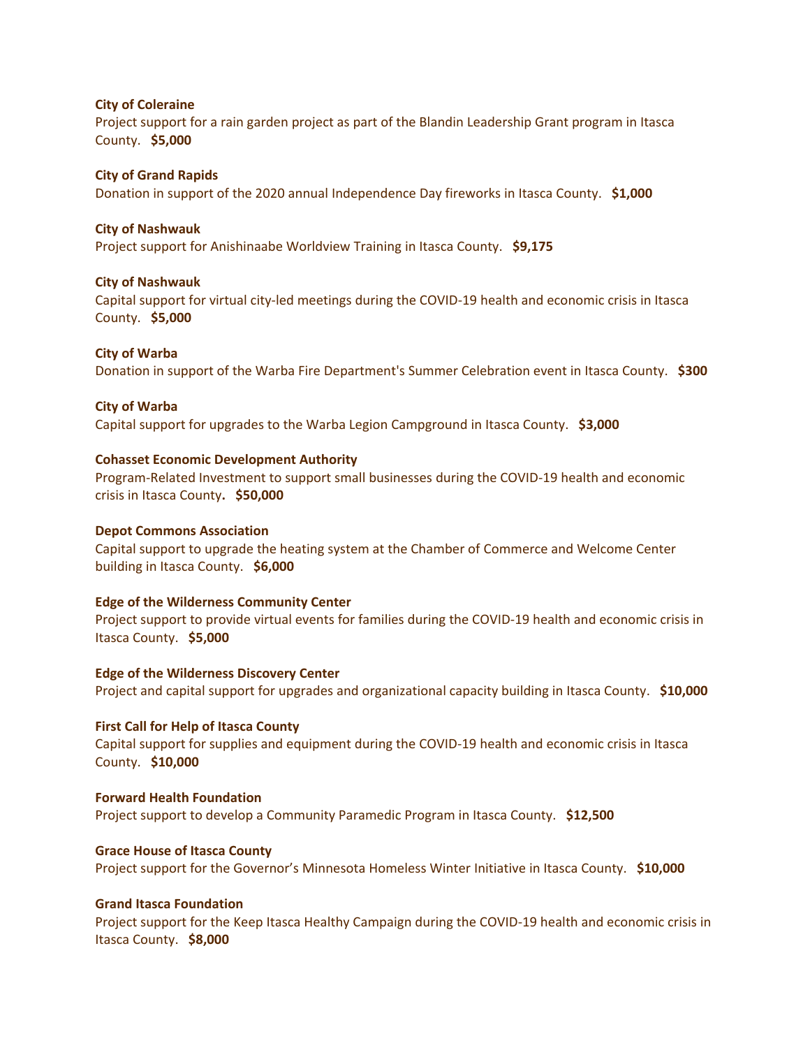**City of Coleraine**
Project support for a rain garden project as part of the Blandin Leadership Grant program in Itasca County. **$5,000**

**City of Grand Rapids**
Donation in support of the 2020 annual Independence Day fireworks in Itasca County. **$1,000**

**City of Nashwauk**
Project support for Anishinaabe Worldview Training in Itasca County. **$9,175**

**City of Nashwauk**
Capital support for virtual city-led meetings during the COVID-19 health and economic crisis in Itasca County. **$5,000**

**City of Warba**
Donation in support of the Warba Fire Department's Summer Celebration event in Itasca County. **$300**

**City of Warba**
Capital support for upgrades to the Warba Legion Campground in Itasca County. **$3,000**

**Cohasset Economic Development Authority**
Program-Related Investment to support small businesses during the COVID-19 health and economic crisis in Itasca County**.** **$50,000**

**Depot Commons Association**
Capital support to upgrade the heating system at the Chamber of Commerce and Welcome Center building in Itasca County. **$6,000**

**Edge of the Wilderness Community Center**
Project support to provide virtual events for families during the COVID-19 health and economic crisis in Itasca County. **$5,000**

**Edge of the Wilderness Discovery Center**
Project and capital support for upgrades and organizational capacity building in Itasca County. **$10,000**

**First Call for Help of Itasca County**
Capital support for supplies and equipment during the COVID-19 health and economic crisis in Itasca County. **$10,000**

**Forward Health Foundation**
Project support to develop a Community Paramedic Program in Itasca County. **$12,500**

**Grace House of Itasca County**
Project support for the Governor's Minnesota Homeless Winter Initiative in Itasca County. **$10,000**

**Grand Itasca Foundation**
Project support for the Keep Itasca Healthy Campaign during the COVID-19 health and economic crisis in Itasca County. **$8,000**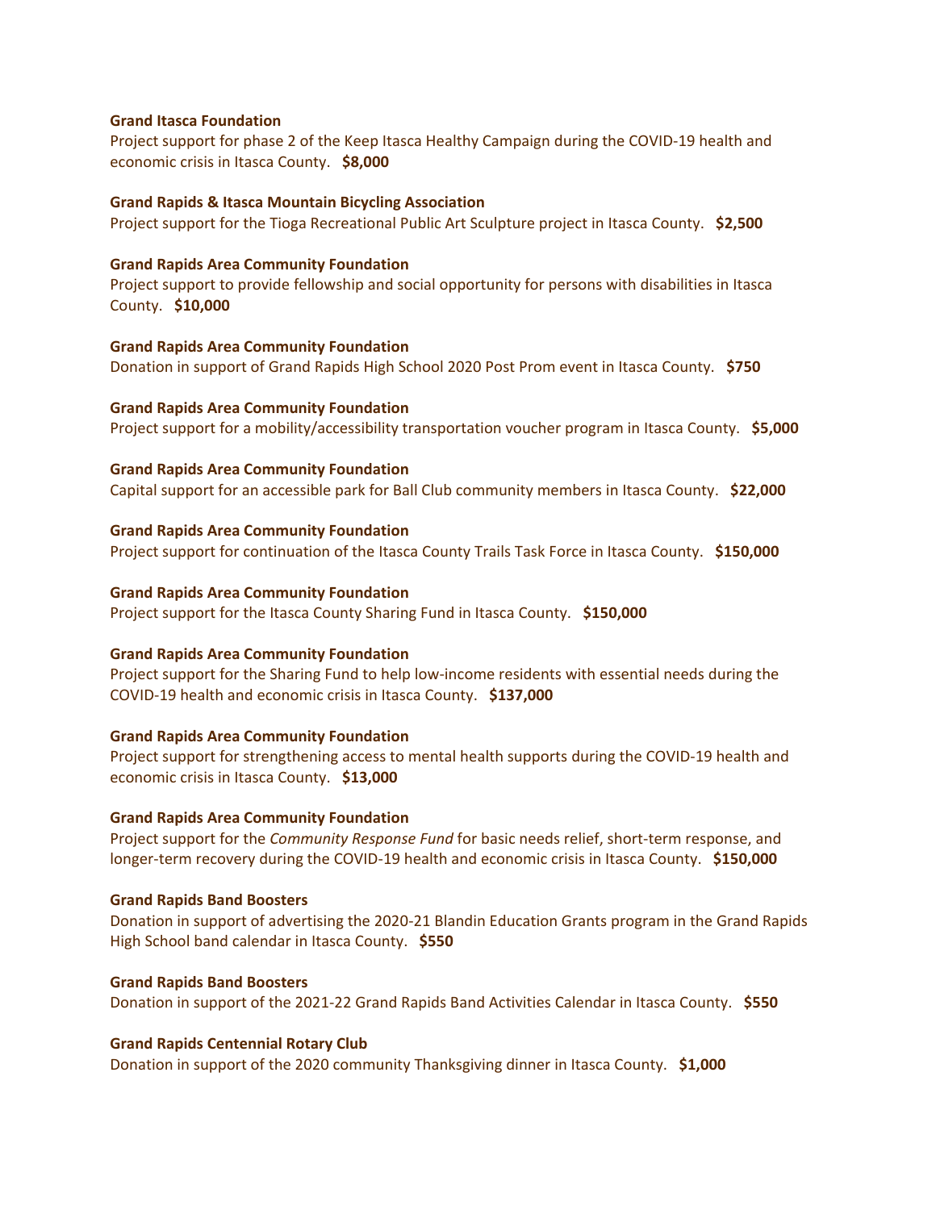**Grand Itasca Foundation**
Project support for phase 2 of the Keep Itasca Healthy Campaign during the COVID-19 health and economic crisis in Itasca County. **$8,000**

**Grand Rapids & Itasca Mountain Bicycling Association**
Project support for the Tioga Recreational Public Art Sculpture project in Itasca County. **$2,500**

**Grand Rapids Area Community Foundation**
Project support to provide fellowship and social opportunity for persons with disabilities in Itasca County. **$10,000**

**Grand Rapids Area Community Foundation**
Donation in support of Grand Rapids High School 2020 Post Prom event in Itasca County. **$750**

**Grand Rapids Area Community Foundation**
Project support for a mobility/accessibility transportation voucher program in Itasca County. **$5,000**

**Grand Rapids Area Community Foundation**
Capital support for an accessible park for Ball Club community members in Itasca County. **$22,000**

**Grand Rapids Area Community Foundation**
Project support for continuation of the Itasca County Trails Task Force in Itasca County. **$150,000**

**Grand Rapids Area Community Foundation**
Project support for the Itasca County Sharing Fund in Itasca County. **$150,000**

**Grand Rapids Area Community Foundation**
Project support for the Sharing Fund to help low-income residents with essential needs during the COVID-19 health and economic crisis in Itasca County. **$137,000**

**Grand Rapids Area Community Foundation**
Project support for strengthening access to mental health supports during the COVID-19 health and economic crisis in Itasca County. **$13,000**

**Grand Rapids Area Community Foundation**
Project support for the *Community Response Fund* for basic needs relief, short-term response, and longer-term recovery during the COVID-19 health and economic crisis in Itasca County. **$150,000**

**Grand Rapids Band Boosters**
Donation in support of advertising the 2020-21 Blandin Education Grants program in the Grand Rapids High School band calendar in Itasca County. **$550**

**Grand Rapids Band Boosters**
Donation in support of the 2021-22 Grand Rapids Band Activities Calendar in Itasca County. **$550**

**Grand Rapids Centennial Rotary Club**
Donation in support of the 2020 community Thanksgiving dinner in Itasca County. **$1,000**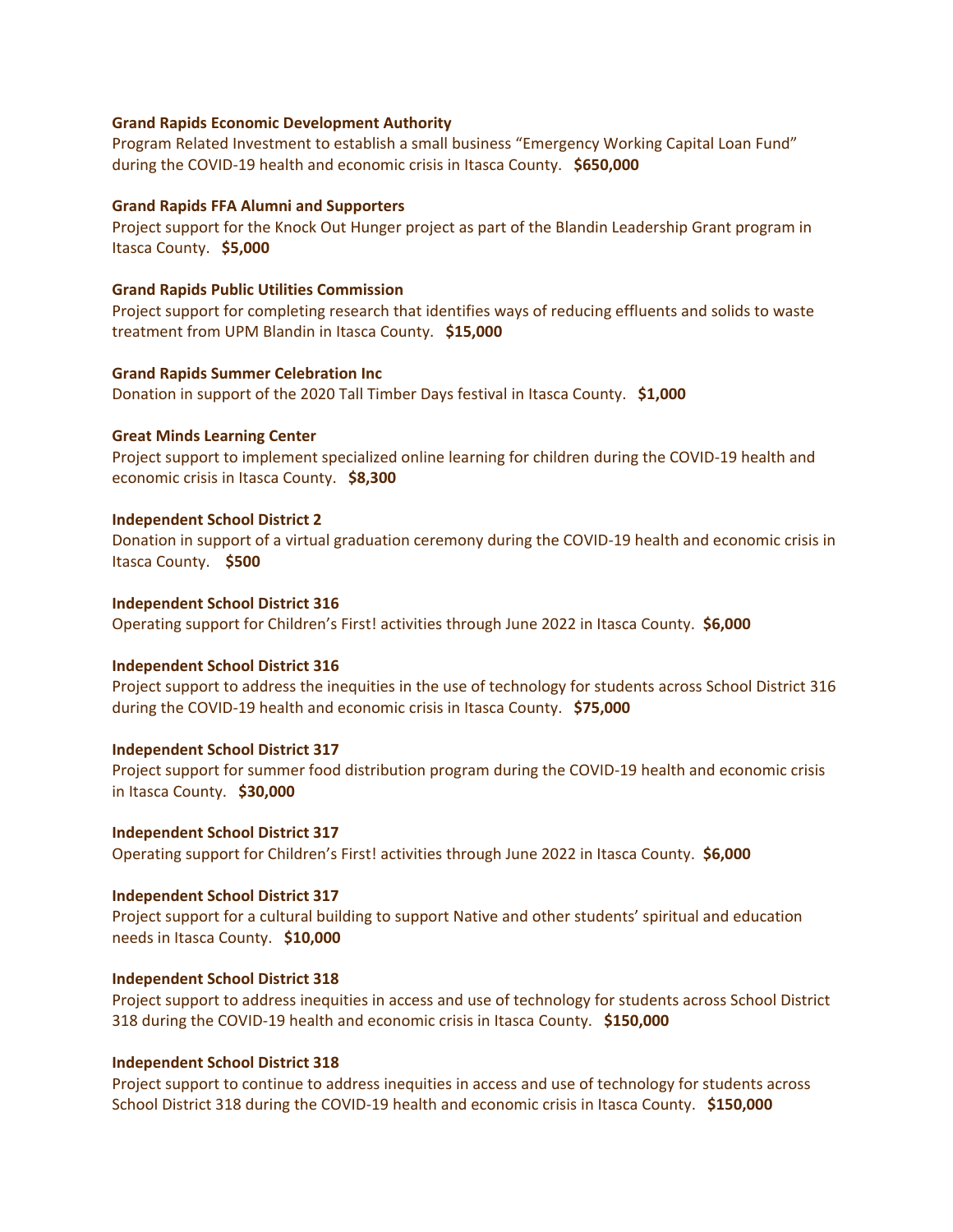**Grand Rapids Economic Development Authority**
Program Related Investment to establish a small business “Emergency Working Capital Loan Fund” during the COVID-19 health and economic crisis in Itasca County. **$650,000**

**Grand Rapids FFA Alumni and Supporters**
Project support for the Knock Out Hunger project as part of the Blandin Leadership Grant program in Itasca County. **$5,000**

**Grand Rapids Public Utilities Commission**
Project support for completing research that identifies ways of reducing effluents and solids to waste treatment from UPM Blandin in Itasca County. **$15,000**

**Grand Rapids Summer Celebration Inc**
Donation in support of the 2020 Tall Timber Days festival in Itasca County. **$1,000**

**Great Minds Learning Center**
Project support to implement specialized online learning for children during the COVID-19 health and economic crisis in Itasca County. **$8,300**

**Independent School District 2**
Donation in support of a virtual graduation ceremony during the COVID-19 health and economic crisis in Itasca County. **$500**

**Independent School District 316**
Operating support for Children’s First! activities through June 2022 in Itasca County. **$6,000**

**Independent School District 316**
Project support to address the inequities in the use of technology for students across School District 316 during the COVID-19 health and economic crisis in Itasca County. **$75,000**

**Independent School District 317**
Project support for summer food distribution program during the COVID-19 health and economic crisis in Itasca County. **$30,000**

**Independent School District 317**
Operating support for Children’s First! activities through June 2022 in Itasca County. **$6,000**

**Independent School District 317**
Project support for a cultural building to support Native and other students’ spiritual and education needs in Itasca County. **$10,000**

**Independent School District 318**
Project support to address inequities in access and use of technology for students across School District 318 during the COVID-19 health and economic crisis in Itasca County. **$150,000**

**Independent School District 318**
Project support to continue to address inequities in access and use of technology for students across School District 318 during the COVID-19 health and economic crisis in Itasca County. **$150,000**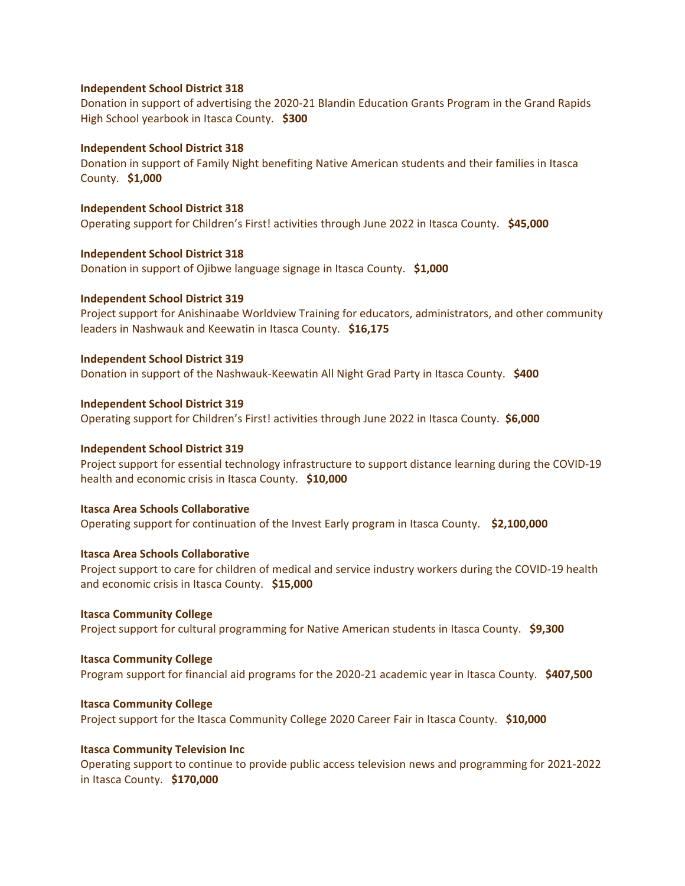**Independent School District 318**
Donation in support of advertising the 2020-21 Blandin Education Grants Program in the Grand Rapids High School yearbook in Itasca County. **$300**

**Independent School District 318**
Donation in support of Family Night benefiting Native American students and their families in Itasca County. **$1,000**

**Independent School District 318**
Operating support for Children's First! activities through June 2022 in Itasca County. **$45,000**

**Independent School District 318**
Donation in support of Ojibwe language signage in Itasca County. **$1,000**

**Independent School District 319**
Project support for Anishinaabe Worldview Training for educators, administrators, and other community leaders in Nashwauk and Keewatin in Itasca County. **$16,175**

**Independent School District 319**
Donation in support of the Nashwauk-Keewatin All Night Grad Party in Itasca County. **$400**

**Independent School District 319**
Operating support for Children's First! activities through June 2022 in Itasca County. **$6,000**

**Independent School District 319**
Project support for essential technology infrastructure to support distance learning during the COVID-19 health and economic crisis in Itasca County. **$10,000**

**Itasca Area Schools Collaborative**
Operating support for continuation of the Invest Early program in Itasca County. **$2,100,000**

**Itasca Area Schools Collaborative**
Project support to care for children of medical and service industry workers during the COVID-19 health and economic crisis in Itasca County. **$15,000**

**Itasca Community College**
Project support for cultural programming for Native American students in Itasca County. **$9,300**

**Itasca Community College**
Program support for financial aid programs for the 2020-21 academic year in Itasca County. **$407,500**

**Itasca Community College**
Project support for the Itasca Community College 2020 Career Fair in Itasca County. **$10,000**

**Itasca Community Television Inc**
Operating support to continue to provide public access television news and programming for 2021-2022 in Itasca County. **$170,000**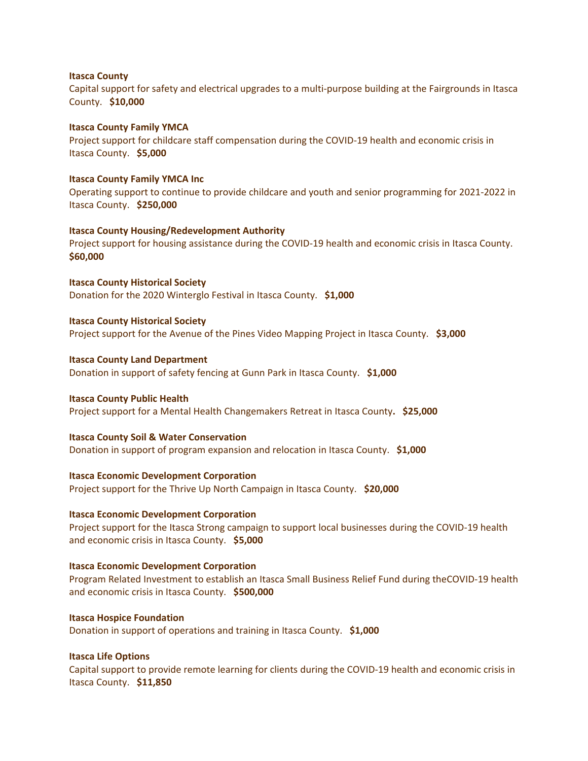**Itasca County**
Capital support for safety and electrical upgrades to a multi-purpose building at the Fairgrounds in Itasca County. **$10,000**

**Itasca County Family YMCA**
Project support for childcare staff compensation during the COVID-19 health and economic crisis in Itasca County. **$5,000**

**Itasca County Family YMCA Inc**
Operating support to continue to provide childcare and youth and senior programming for 2021-2022 in Itasca County. **$250,000**

**Itasca County Housing/Redevelopment Authority**
Project support for housing assistance during the COVID-19 health and economic crisis in Itasca County. **$60,000**

**Itasca County Historical Society**
Donation for the 2020 Winterglo Festival in Itasca County. **$1,000**

**Itasca County Historical Society**
Project support for the Avenue of the Pines Video Mapping Project in Itasca County. **$3,000**

**Itasca County Land Department**
Donation in support of safety fencing at Gunn Park in Itasca County. **$1,000**

**Itasca County Public Health**
Project support for a Mental Health Changemakers Retreat in Itasca County**. $25,000**

**Itasca County Soil & Water Conservation**
Donation in support of program expansion and relocation in Itasca County. **$1,000**

**Itasca Economic Development Corporation**
Project support for the Thrive Up North Campaign in Itasca County. **$20,000**

**Itasca Economic Development Corporation**
Project support for the Itasca Strong campaign to support local businesses during the COVID-19 health and economic crisis in Itasca County. **$5,000**

**Itasca Economic Development Corporation**
Program Related Investment to establish an Itasca Small Business Relief Fund during theCOVID-19 health and economic crisis in Itasca County. **$500,000**

**Itasca Hospice Foundation**
Donation in support of operations and training in Itasca County. **$1,000**

**Itasca Life Options**
Capital support to provide remote learning for clients during the COVID-19 health and economic crisis in Itasca County. **$11,850**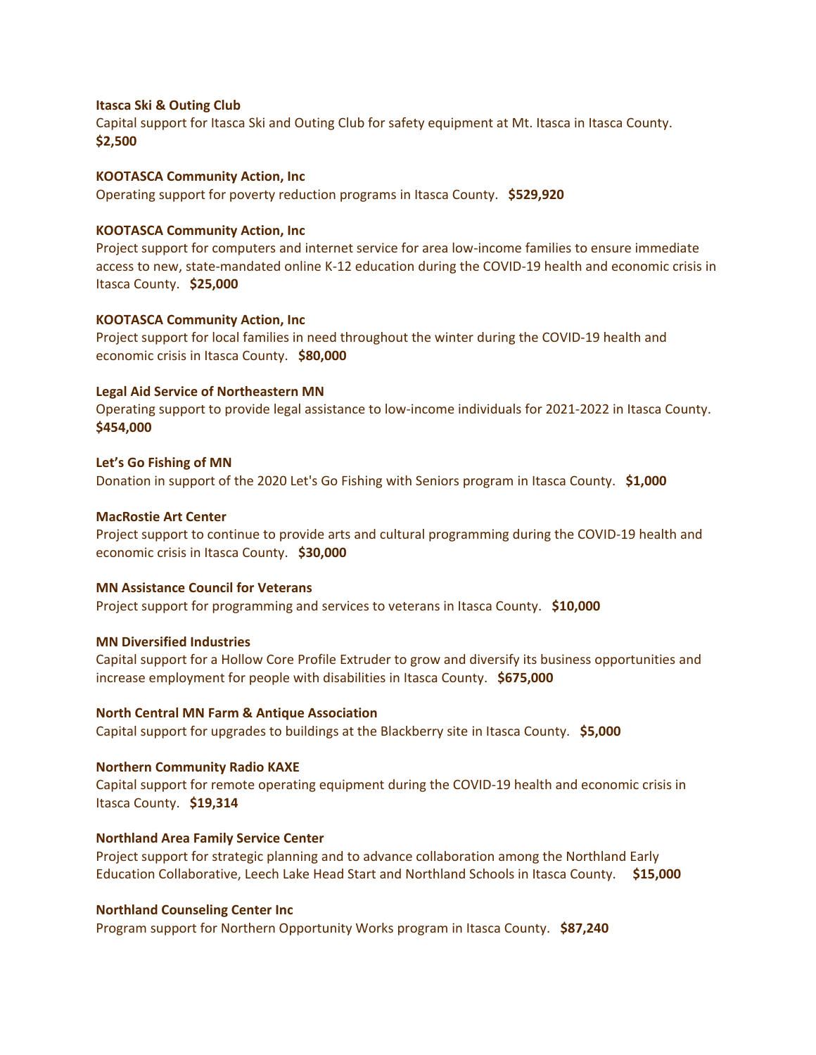**Itasca Ski & Outing Club**
Capital support for Itasca Ski and Outing Club for safety equipment at Mt. Itasca in Itasca County. **$2,500**

**KOOTASCA Community Action, Inc**
Operating support for poverty reduction programs in Itasca County. **$529,920**

**KOOTASCA Community Action, Inc**
Project support for computers and internet service for area low-income families to ensure immediate access to new, state-mandated online K-12 education during the COVID-19 health and economic crisis in Itasca County. **$25,000**

**KOOTASCA Community Action, Inc**
Project support for local families in need throughout the winter during the COVID-19 health and economic crisis in Itasca County. **$80,000**

**Legal Aid Service of Northeastern MN**
Operating support to provide legal assistance to low-income individuals for 2021-2022 in Itasca County. **$454,000**

**Let's Go Fishing of MN**
Donation in support of the 2020 Let's Go Fishing with Seniors program in Itasca County. **$1,000**

**MacRostie Art Center**
Project support to continue to provide arts and cultural programming during the COVID-19 health and economic crisis in Itasca County. **$30,000**

**MN Assistance Council for Veterans**
Project support for programming and services to veterans in Itasca County. **$10,000**

**MN Diversified Industries**
Capital support for a Hollow Core Profile Extruder to grow and diversify its business opportunities and increase employment for people with disabilities in Itasca County. **$675,000**

**North Central MN Farm & Antique Association**
Capital support for upgrades to buildings at the Blackberry site in Itasca County. **$5,000**

**Northern Community Radio KAXE**
Capital support for remote operating equipment during the COVID-19 health and economic crisis in Itasca County. **$19,314**

**Northland Area Family Service Center**
Project support for strategic planning and to advance collaboration among the Northland Early Education Collaborative, Leech Lake Head Start and Northland Schools in Itasca County. **$15,000**

**Northland Counseling Center Inc**
Program support for Northern Opportunity Works program in Itasca County. **$87,240**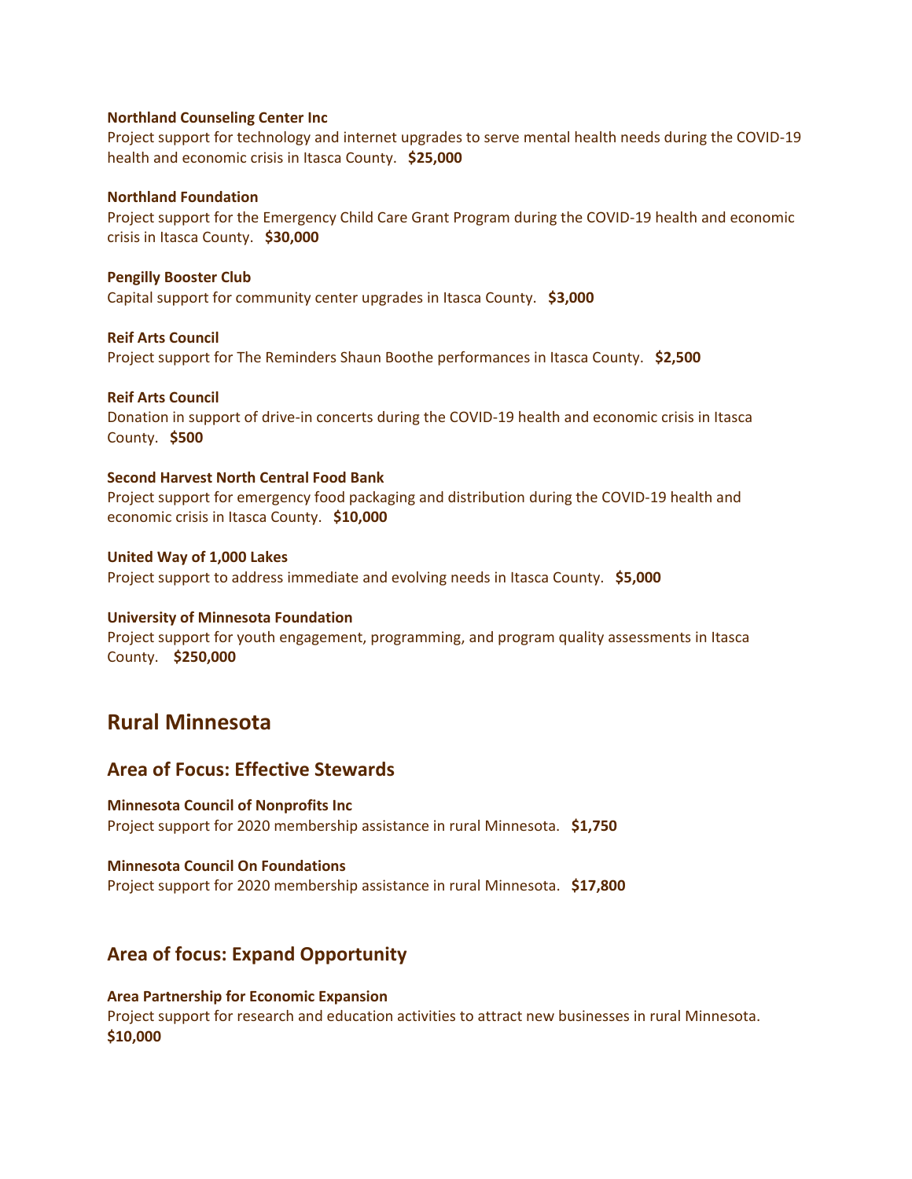**Northland Counseling Center Inc**
Project support for technology and internet upgrades to serve mental health needs during the COVID-19 health and economic crisis in Itasca County. **$25,000**

**Northland Foundation**
Project support for the Emergency Child Care Grant Program during the COVID-19 health and economic crisis in Itasca County. **$30,000**

**Pengilly Booster Club**
Capital support for community center upgrades in Itasca County. **$3,000**

**Reif Arts Council**
Project support for The Reminders Shaun Boothe performances in Itasca County. **$2,500**

**Reif Arts Council**
Donation in support of drive-in concerts during the COVID-19 health and economic crisis in Itasca County. **$500**

**Second Harvest North Central Food Bank**
Project support for emergency food packaging and distribution during the COVID-19 health and economic crisis in Itasca County. **$10,000**

**United Way of 1,000 Lakes**
Project support to address immediate and evolving needs in Itasca County. **$5,000**

**University of Minnesota Foundation**
Project support for youth engagement, programming, and program quality assessments in Itasca County. **$250,000**

# Rural Minnesota

## Area of Focus: Effective Stewards

**Minnesota Council of Nonprofits Inc**
Project support for 2020 membership assistance in rural Minnesota. **$1,750**

**Minnesota Council On Foundations**
Project support for 2020 membership assistance in rural Minnesota. **$17,800**

## Area of focus: Expand Opportunity

**Area Partnership for Economic Expansion**
Project support for research and education activities to attract new businesses in rural Minnesota. **$10,000**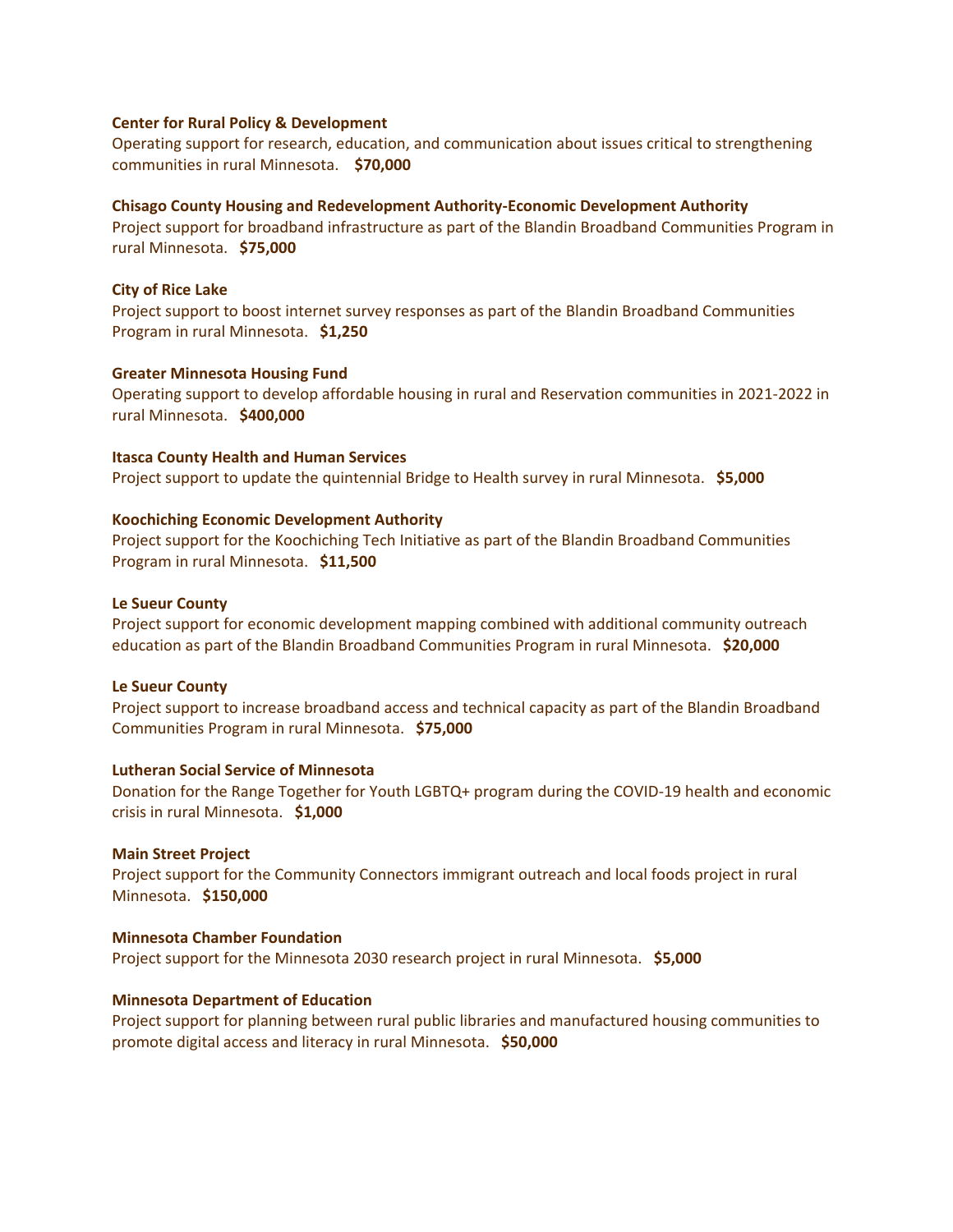**Center for Rural Policy & Development**
Operating support for research, education, and communication about issues critical to strengthening communities in rural Minnesota. **$70,000**

**Chisago County Housing and Redevelopment Authority-Economic Development Authority**
Project support for broadband infrastructure as part of the Blandin Broadband Communities Program in rural Minnesota. **$75,000**

**City of Rice Lake**
Project support to boost internet survey responses as part of the Blandin Broadband Communities Program in rural Minnesota. **$1,250**

**Greater Minnesota Housing Fund**
Operating support to develop affordable housing in rural and Reservation communities in 2021-2022 in rural Minnesota. **$400,000**

**Itasca County Health and Human Services**
Project support to update the quintennial Bridge to Health survey in rural Minnesota. **$5,000**

**Koochiching Economic Development Authority**
Project support for the Koochiching Tech Initiative as part of the Blandin Broadband Communities Program in rural Minnesota. **$11,500**

**Le Sueur County**
Project support for economic development mapping combined with additional community outreach education as part of the Blandin Broadband Communities Program in rural Minnesota. **$20,000**

**Le Sueur County**
Project support to increase broadband access and technical capacity as part of the Blandin Broadband Communities Program in rural Minnesota. **$75,000**

**Lutheran Social Service of Minnesota**
Donation for the Range Together for Youth LGBTQ+ program during the COVID-19 health and economic crisis in rural Minnesota. **$1,000**

**Main Street Project**
Project support for the Community Connectors immigrant outreach and local foods project in rural Minnesota. **$150,000**

**Minnesota Chamber Foundation**
Project support for the Minnesota 2030 research project in rural Minnesota. **$5,000**

**Minnesota Department of Education**
Project support for planning between rural public libraries and manufactured housing communities to promote digital access and literacy in rural Minnesota. **$50,000**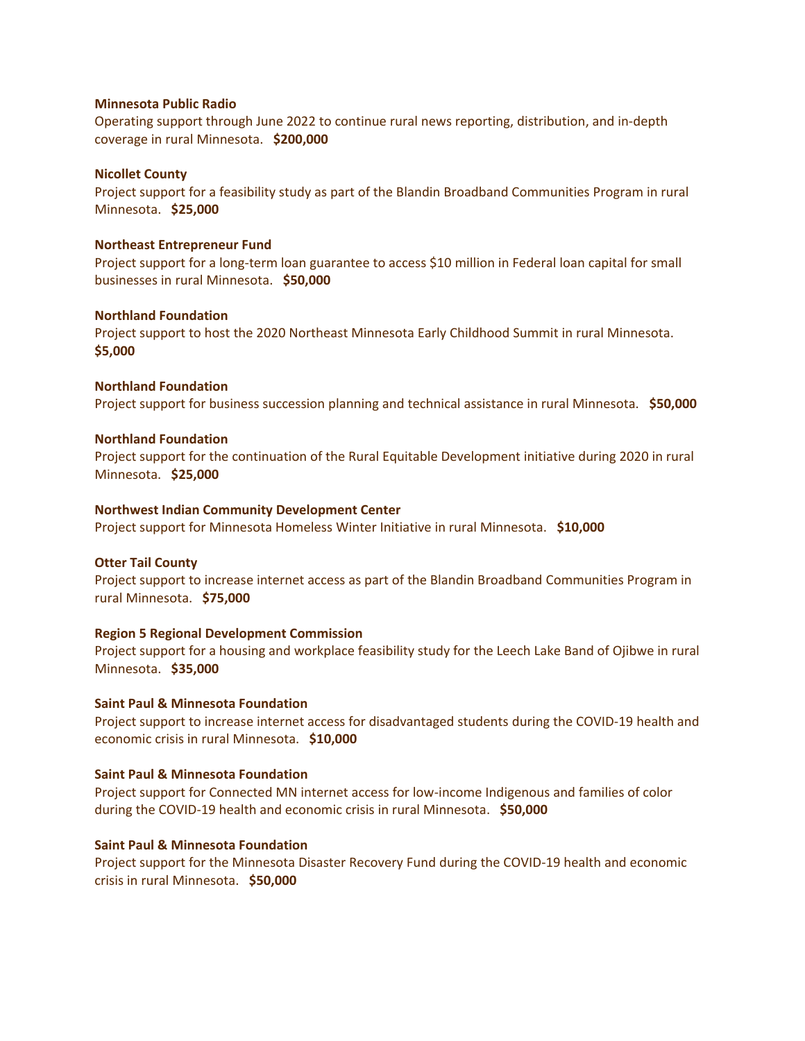**Minnesota Public Radio**
Operating support through June 2022 to continue rural news reporting, distribution, and in-depth coverage in rural Minnesota. **$200,000**

**Nicollet County**
Project support for a feasibility study as part of the Blandin Broadband Communities Program in rural Minnesota. **$25,000**

**Northeast Entrepreneur Fund**
Project support for a long-term loan guarantee to access $10 million in Federal loan capital for small businesses in rural Minnesota. **$50,000**

**Northland Foundation**
Project support to host the 2020 Northeast Minnesota Early Childhood Summit in rural Minnesota. **$5,000**

**Northland Foundation**
Project support for business succession planning and technical assistance in rural Minnesota. **$50,000**

**Northland Foundation**
Project support for the continuation of the Rural Equitable Development initiative during 2020 in rural Minnesota. **$25,000**

**Northwest Indian Community Development Center**
Project support for Minnesota Homeless Winter Initiative in rural Minnesota. **$10,000**

**Otter Tail County**
Project support to increase internet access as part of the Blandin Broadband Communities Program in rural Minnesota. **$75,000**

**Region 5 Regional Development Commission**
Project support for a housing and workplace feasibility study for the Leech Lake Band of Ojibwe in rural Minnesota. **$35,000**

**Saint Paul & Minnesota Foundation**
Project support to increase internet access for disadvantaged students during the COVID-19 health and economic crisis in rural Minnesota. **$10,000**

**Saint Paul & Minnesota Foundation**
Project support for Connected MN internet access for low-income Indigenous and families of color during the COVID-19 health and economic crisis in rural Minnesota. **$50,000**

**Saint Paul & Minnesota Foundation**
Project support for the Minnesota Disaster Recovery Fund during the COVID-19 health and economic crisis in rural Minnesota. **$50,000**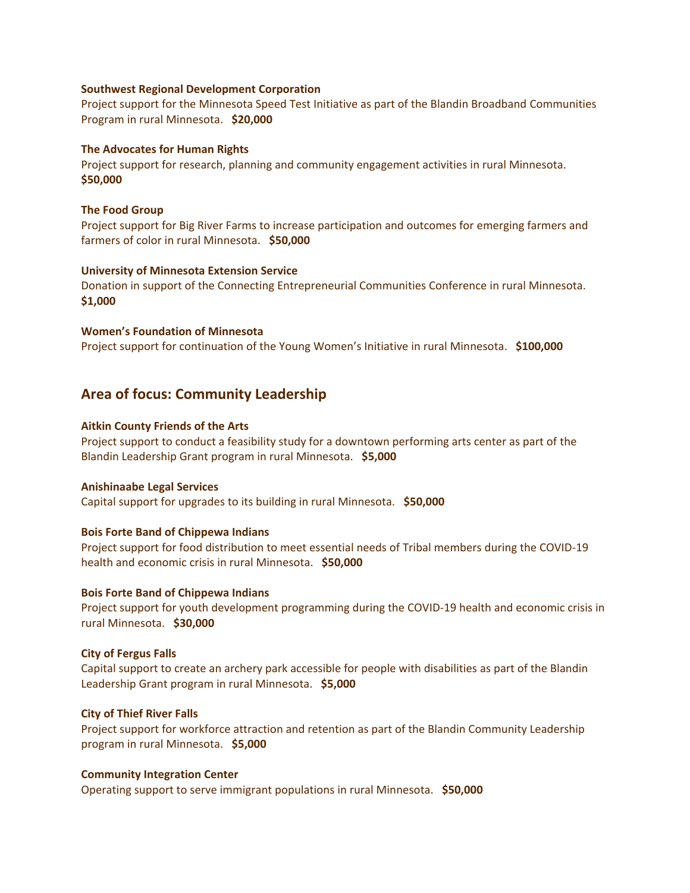**Southwest Regional Development Corporation**
Project support for the Minnesota Speed Test Initiative as part of the Blandin Broadband Communities Program in rural Minnesota. **$20,000**

**The Advocates for Human Rights**
Project support for research, planning and community engagement activities in rural Minnesota. **$50,000**

**The Food Group**
Project support for Big River Farms to increase participation and outcomes for emerging farmers and farmers of color in rural Minnesota. **$50,000**

**University of Minnesota Extension Service**
Donation in support of the Connecting Entrepreneurial Communities Conference in rural Minnesota. **$1,000**

**Women's Foundation of Minnesota**
Project support for continuation of the Young Women's Initiative in rural Minnesota. **$100,000**

## Area of focus: Community Leadership

**Aitkin County Friends of the Arts**
Project support to conduct a feasibility study for a downtown performing arts center as part of the Blandin Leadership Grant program in rural Minnesota. **$5,000**

**Anishinaabe Legal Services**
Capital support for upgrades to its building in rural Minnesota. **$50,000**

**Bois Forte Band of Chippewa Indians**
Project support for food distribution to meet essential needs of Tribal members during the COVID-19 health and economic crisis in rural Minnesota. **$50,000**

**Bois Forte Band of Chippewa Indians**
Project support for youth development programming during the COVID-19 health and economic crisis in rural Minnesota. **$30,000**

**City of Fergus Falls**
Capital support to create an archery park accessible for people with disabilities as part of the Blandin Leadership Grant program in rural Minnesota. **$5,000**

**City of Thief River Falls**
Project support for workforce attraction and retention as part of the Blandin Community Leadership program in rural Minnesota. **$5,000**

**Community Integration Center**
Operating support to serve immigrant populations in rural Minnesota. **$50,000**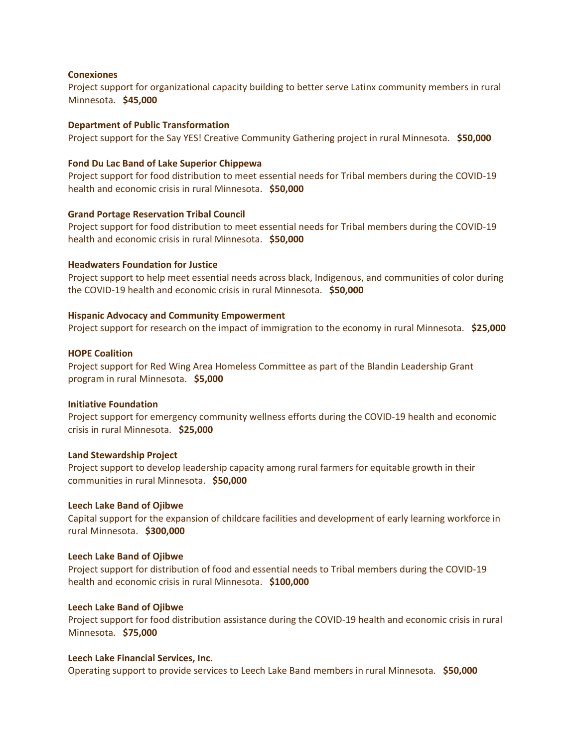**Conexiones**
Project support for organizational capacity building to better serve Latinx community members in rural Minnesota. **$45,000**

**Department of Public Transformation**
Project support for the Say YES! Creative Community Gathering project in rural Minnesota. **$50,000**

**Fond Du Lac Band of Lake Superior Chippewa**
Project support for food distribution to meet essential needs for Tribal members during the COVID-19 health and economic crisis in rural Minnesota. **$50,000**

**Grand Portage Reservation Tribal Council**
Project support for food distribution to meet essential needs for Tribal members during the COVID-19 health and economic crisis in rural Minnesota. **$50,000**

**Headwaters Foundation for Justice**
Project support to help meet essential needs across black, Indigenous, and communities of color during the COVID-19 health and economic crisis in rural Minnesota. **$50,000**

**Hispanic Advocacy and Community Empowerment**
Project support for research on the impact of immigration to the economy in rural Minnesota. **$25,000**

**HOPE Coalition**
Project support for Red Wing Area Homeless Committee as part of the Blandin Leadership Grant program in rural Minnesota. **$5,000**

**Initiative Foundation**
Project support for emergency community wellness efforts during the COVID-19 health and economic crisis in rural Minnesota. **$25,000**

**Land Stewardship Project**
Project support to develop leadership capacity among rural farmers for equitable growth in their communities in rural Minnesota. **$50,000**

**Leech Lake Band of Ojibwe**
Capital support for the expansion of childcare facilities and development of early learning workforce in rural Minnesota. **$300,000**

**Leech Lake Band of Ojibwe**
Project support for distribution of food and essential needs to Tribal members during the COVID-19 health and economic crisis in rural Minnesota. **$100,000**

**Leech Lake Band of Ojibwe**
Project support for food distribution assistance during the COVID-19 health and economic crisis in rural Minnesota. **$75,000**

**Leech Lake Financial Services, Inc.**
Operating support to provide services to Leech Lake Band members in rural Minnesota. **$50,000**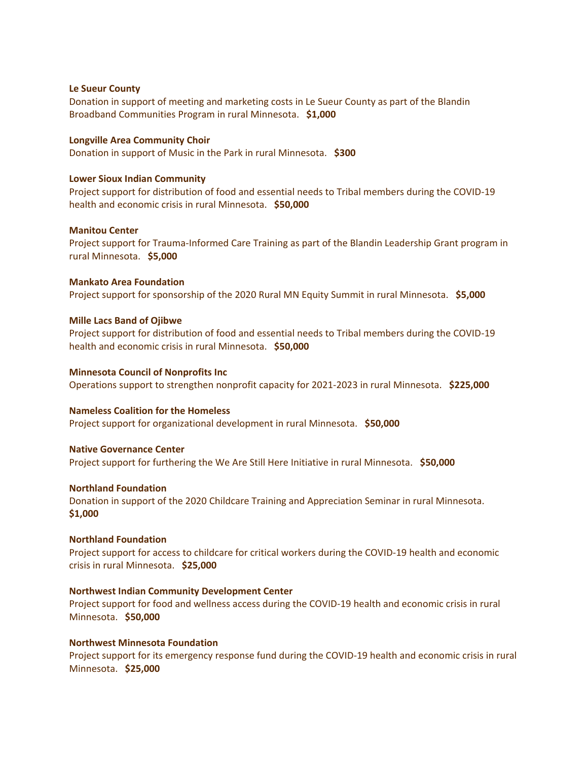**Le Sueur County**
Donation in support of meeting and marketing costs in Le Sueur County as part of the Blandin Broadband Communities Program in rural Minnesota. **$1,000**

**Longville Area Community Choir**
Donation in support of Music in the Park in rural Minnesota. **$300**

**Lower Sioux Indian Community**
Project support for distribution of food and essential needs to Tribal members during the COVID-19 health and economic crisis in rural Minnesota. **$50,000**

**Manitou Center**
Project support for Trauma-Informed Care Training as part of the Blandin Leadership Grant program in rural Minnesota. **$5,000**

**Mankato Area Foundation**
Project support for sponsorship of the 2020 Rural MN Equity Summit in rural Minnesota. **$5,000**

**Mille Lacs Band of Ojibwe**
Project support for distribution of food and essential needs to Tribal members during the COVID-19 health and economic crisis in rural Minnesota. **$50,000**

**Minnesota Council of Nonprofits Inc**
Operations support to strengthen nonprofit capacity for 2021-2023 in rural Minnesota. **$225,000**

**Nameless Coalition for the Homeless**
Project support for organizational development in rural Minnesota. **$50,000**

**Native Governance Center**
Project support for furthering the We Are Still Here Initiative in rural Minnesota. **$50,000**

**Northland Foundation**
Donation in support of the 2020 Childcare Training and Appreciation Seminar in rural Minnesota. **$1,000**

**Northland Foundation**
Project support for access to childcare for critical workers during the COVID-19 health and economic crisis in rural Minnesota. **$25,000**

**Northwest Indian Community Development Center**
Project support for food and wellness access during the COVID-19 health and economic crisis in rural Minnesota. **$50,000**

**Northwest Minnesota Foundation**
Project support for its emergency response fund during the COVID-19 health and economic crisis in rural Minnesota. **$25,000**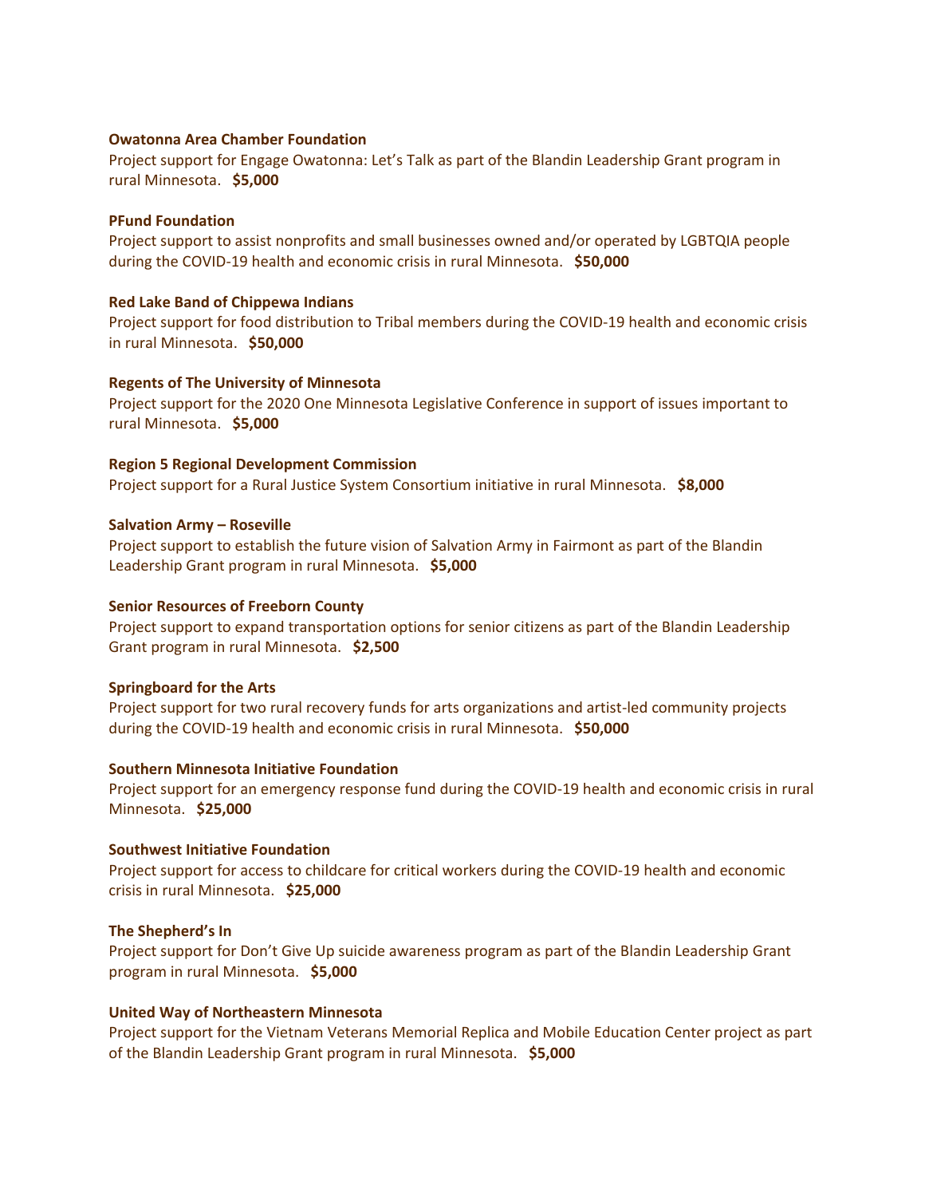**Owatonna Area Chamber Foundation**
Project support for Engage Owatonna: Let's Talk as part of the Blandin Leadership Grant program in rural Minnesota. **$5,000**

**PFund Foundation**
Project support to assist nonprofits and small businesses owned and/or operated by LGBTQIA people during the COVID-19 health and economic crisis in rural Minnesota. **$50,000**

**Red Lake Band of Chippewa Indians**
Project support for food distribution to Tribal members during the COVID-19 health and economic crisis in rural Minnesota. **$50,000**

**Regents of The University of Minnesota**
Project support for the 2020 One Minnesota Legislative Conference in support of issues important to rural Minnesota. **$5,000**

**Region 5 Regional Development Commission**
Project support for a Rural Justice System Consortium initiative in rural Minnesota. **$8,000**

**Salvation Army – Roseville**
Project support to establish the future vision of Salvation Army in Fairmont as part of the Blandin Leadership Grant program in rural Minnesota. **$5,000**

**Senior Resources of Freeborn County**
Project support to expand transportation options for senior citizens as part of the Blandin Leadership Grant program in rural Minnesota. **$2,500**

**Springboard for the Arts**
Project support for two rural recovery funds for arts organizations and artist-led community projects during the COVID-19 health and economic crisis in rural Minnesota. **$50,000**

**Southern Minnesota Initiative Foundation**
Project support for an emergency response fund during the COVID-19 health and economic crisis in rural Minnesota. **$25,000**

**Southwest Initiative Foundation**
Project support for access to childcare for critical workers during the COVID-19 health and economic crisis in rural Minnesota. **$25,000**

**The Shepherd's In**
Project support for Don't Give Up suicide awareness program as part of the Blandin Leadership Grant program in rural Minnesota. **$5,000**

**United Way of Northeastern Minnesota**
Project support for the Vietnam Veterans Memorial Replica and Mobile Education Center project as part of the Blandin Leadership Grant program in rural Minnesota. **$5,000**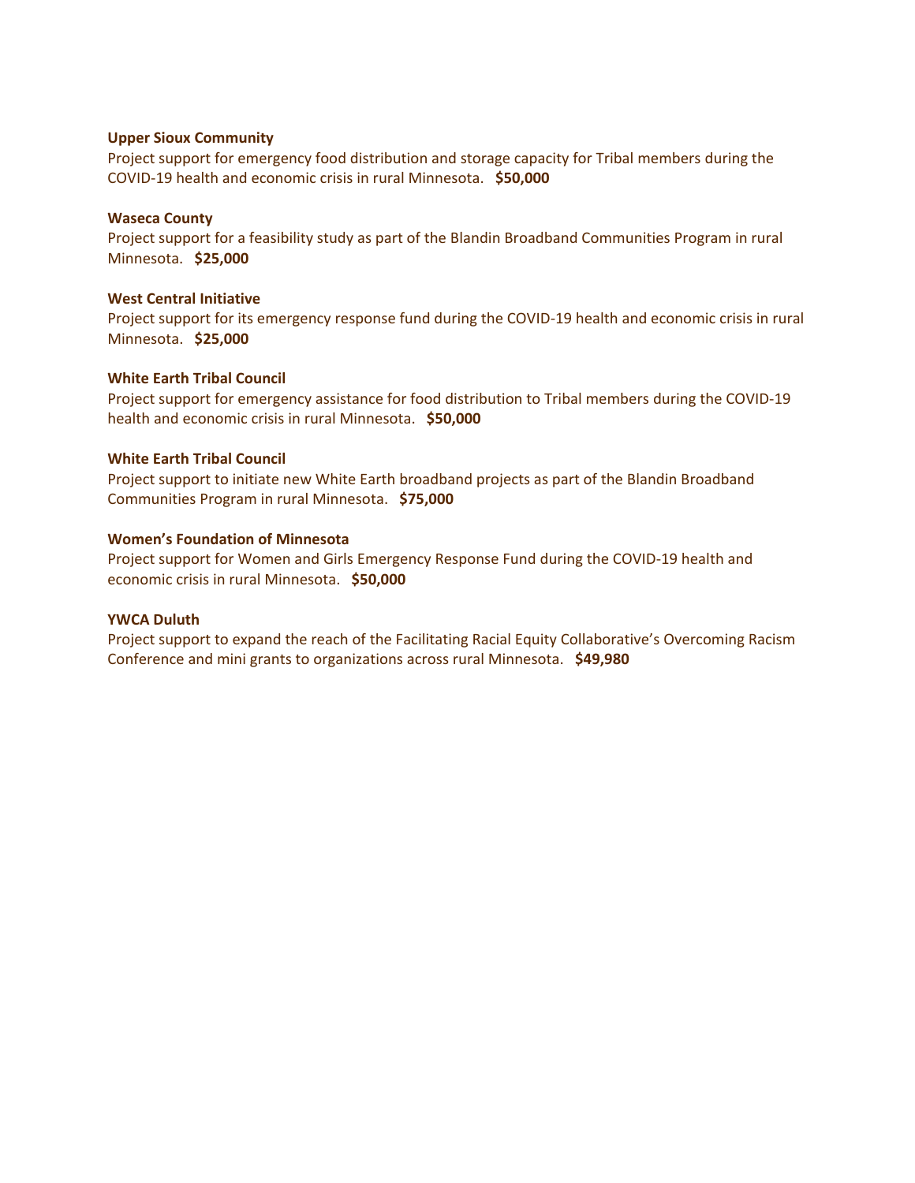**Upper Sioux Community**
Project support for emergency food distribution and storage capacity for Tribal members during the COVID-19 health and economic crisis in rural Minnesota. **$50,000**

**Waseca County**
Project support for a feasibility study as part of the Blandin Broadband Communities Program in rural Minnesota. **$25,000**

**West Central Initiative**
Project support for its emergency response fund during the COVID-19 health and economic crisis in rural Minnesota. **$25,000**

**White Earth Tribal Council**
Project support for emergency assistance for food distribution to Tribal members during the COVID-19 health and economic crisis in rural Minnesota. **$50,000**

**White Earth Tribal Council**
Project support to initiate new White Earth broadband projects as part of the Blandin Broadband Communities Program in rural Minnesota. **$75,000**

**Women's Foundation of Minnesota**
Project support for Women and Girls Emergency Response Fund during the COVID-19 health and economic crisis in rural Minnesota. **$50,000**

**YWCA Duluth**
Project support to expand the reach of the Facilitating Racial Equity Collaborative's Overcoming Racism Conference and mini grants to organizations across rural Minnesota. **$49,980**